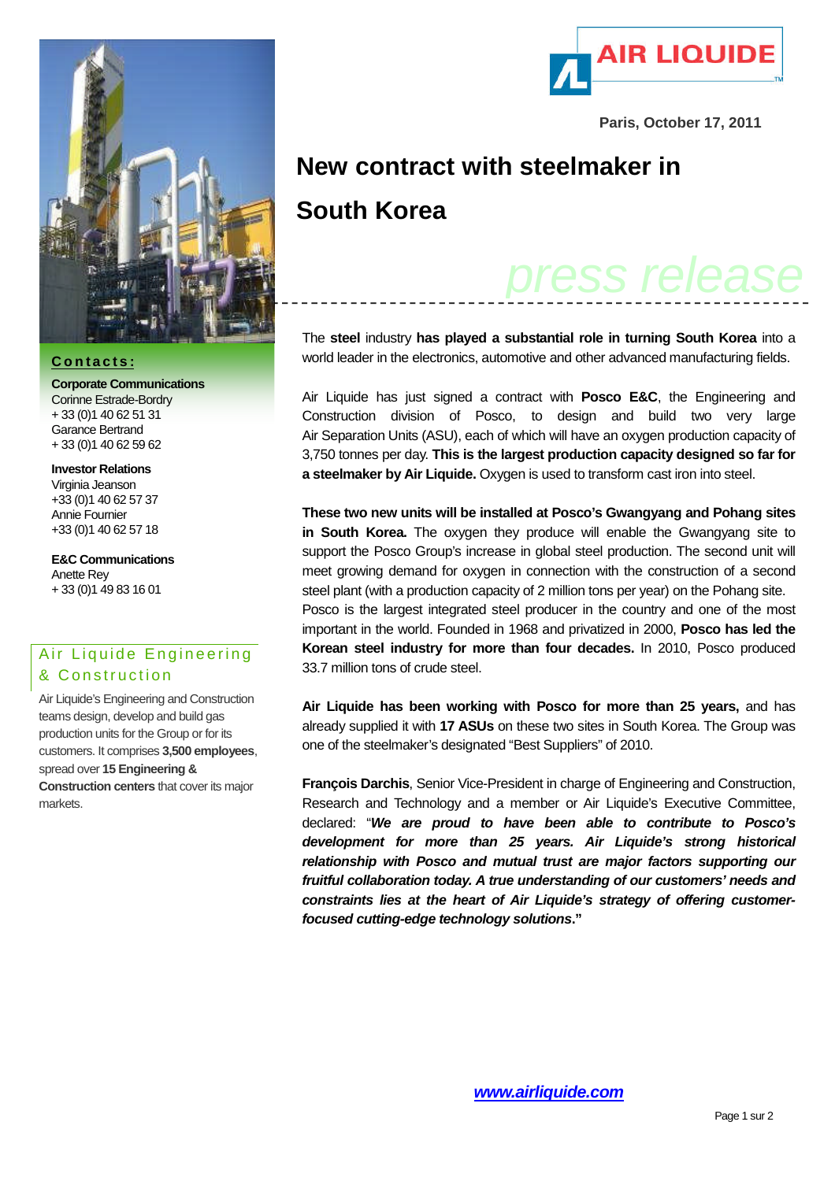AIR LIQUIDE

Paris, October 17, 2011

# New contract with steelmaker in South Korea

*press release*

The **steel** industry **has played a substantial role in turning South Korea** into a world leader in the electronics, automotive and other advanced manufacturing fields.

Air Liquide has just signed a contract with **Posco E&C**, the Engineering and Construction division of Posco, to design and build two very large Air Separation Units (ASU), each of which will have an oxygen production capacity of 3,750 tonnes per day. **This is the largest production capacity designed so far for a steelmaker by Air Liquide.** Oxygen is used to transform cast iron into steel.

**These two new units will be installed at Posco's Gwangyang and Pohang sites in South Korea.** The oxygen they produce will enable the Gwangyang site to support the Posco Group's increase in global steel production. The second unit will meet growing demand for oxygen in connection with the construction of a second steel plant (with a production capacity of 2 million tons per year) on the Pohang site.
Posco is the largest integrated steel producer in the country and one of the most important in the world. Founded in 1968 and privatized in 2000, **Posco has led the Korean steel industry for more than four decades.** In 2010, Posco produced 33.7 million tons of crude steel.

**Air Liquide has been working with Posco for more than 25 years,** and has already supplied it with **17 ASUs** on these two sites in South Korea. The Group was one of the steelmaker's designated "Best Suppliers" of 2010.

**François Darchis**, Senior Vice-President in charge of Engineering and Construction, Research and Technology and a member or Air Liquide's Executive Committee, declared: "***We are proud to have been able to contribute to Posco's development for more than 25 years. Air Liquide's strong historical relationship with Posco and mutual trust are major factors supporting our fruitful collaboration today. A true understanding of our customers' needs and constraints lies at the heart of Air Liquide's strategy of offering customer-focused cutting-edge technology solutions*.**"

**Contacts:**

**Corporate Communications**
Corinne Estrade-Bordry
+ 33 (0)1 40 62 51 31
Garance Bertrand
+ 33 (0)1 40 62 59 62

**Investor Relations**
Virginia Jeanson
+33 (0)1 40 62 57 37
Annie Fournier
+33 (0)1 40 62 57 18

**E&C Communications**
Anette Rey
+ 33 (0)1 49 83 16 01

## Air Liquide Engineering & Construction

Air Liquide's Engineering and Construction teams design, develop and build gas production units for the Group or for its customers. It comprises **3,500 employees**, spread over **15 Engineering & Construction centers** that cover its major markets.

**www.airliquide.com**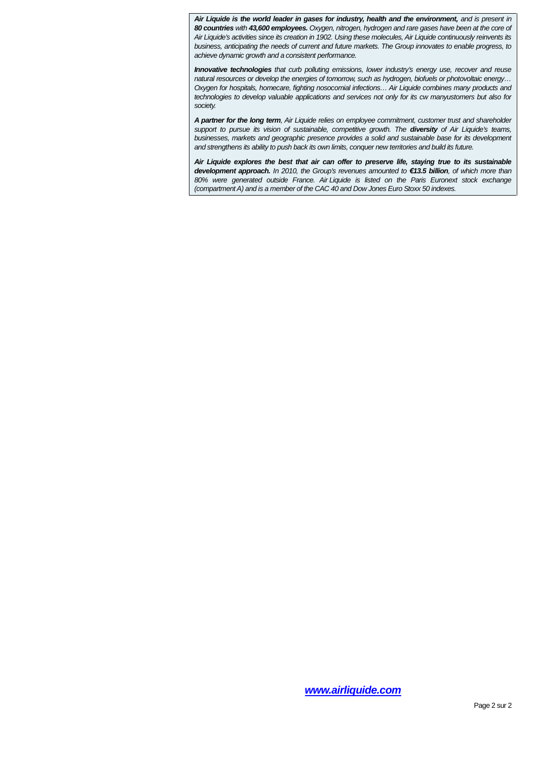***Air Liquide is the world leader in gases for industry, health and the environment,** and is present in **80 countries** with **43,600 employees.** Oxygen, nitrogen, hydrogen and rare gases have been at the core of Air Liquide's activities since its creation in 1902. Using these molecules, Air Liquide continuously reinvents its business, anticipating the needs of current and future markets. The Group innovates to enable progress, to achieve dynamic growth and a consistent performance.*

***Innovative technologies** that curb polluting emissions, lower industry's energy use, recover and reuse natural resources or develop the energies of tomorrow, such as hydrogen, biofuels or photovoltaic energy… Oxygen for hospitals, homecare, fighting nosocomial infections… Air Liquide combines many products and technologies to develop valuable applications and services not only for its cw manyustomers but also for society.*

***A partner for the long term**, Air Liquide relies on employee commitment, customer trust and shareholder support to pursue its vision of sustainable, competitive growth. The **diversity** of Air Liquide's teams, businesses, markets and geographic presence provides a solid and sustainable base for its development and strengthens its ability to push back its own limits, conquer new territories and build its future.*

***Air Liquide explores the best that air can offer to preserve life, staying true to its sustainable development approach.** In 2010, the Group's revenues amounted to **€13.5 billion**, of which more than 80% were generated outside France. Air Liquide is listed on the Paris Euronext stock exchange (compartment A) and is a member of the CAC 40 and Dow Jones Euro Stoxx 50 indexes.*

***www.airliquide.com***